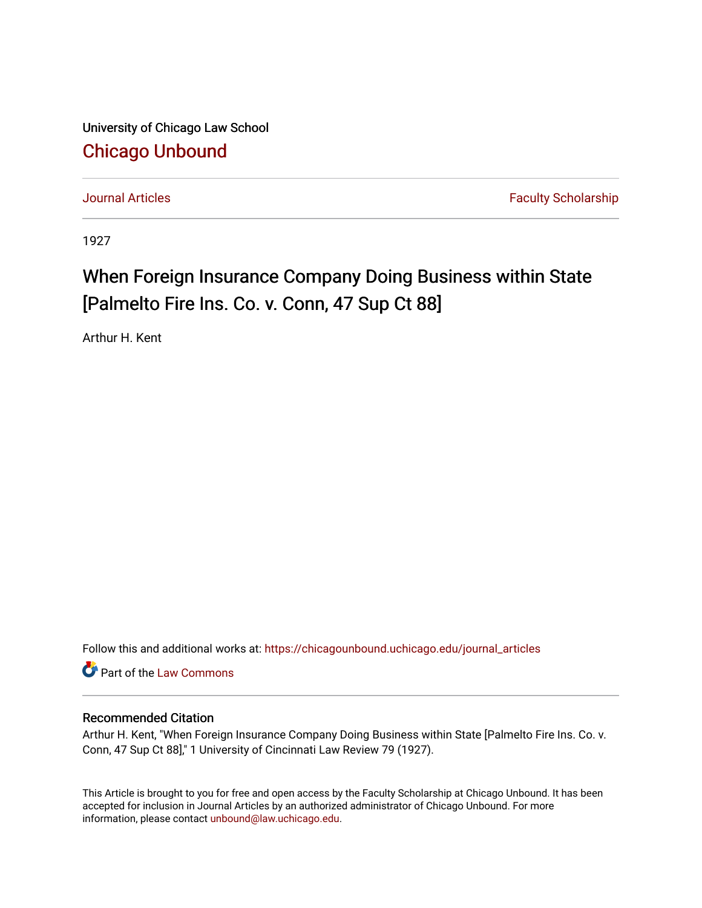University of Chicago Law School

[Chicago Unbound](https://chicagounbound.uchicago.edu)

Journal Articles | Faculty Scholarship

1927

# When Foreign Insurance Company Doing Business within State [Palmelto Fire Ins. Co. v. Conn, 47 Sup Ct 88]

Arthur H. Kent

Follow this and additional works at: https://chicagounbound.uchicago.edu/journal_articles

Part of the Law Commons

## Recommended Citation

Arthur H. Kent, "When Foreign Insurance Company Doing Business within State [Palmelto Fire Ins. Co. v. Conn, 47 Sup Ct 88]," 1 University of Cincinnati Law Review 79 (1927).

This Article is brought to you for free and open access by the Faculty Scholarship at Chicago Unbound. It has been accepted for inclusion in Journal Articles by an authorized administrator of Chicago Unbound. For more information, please contact unbound@law.uchicago.edu.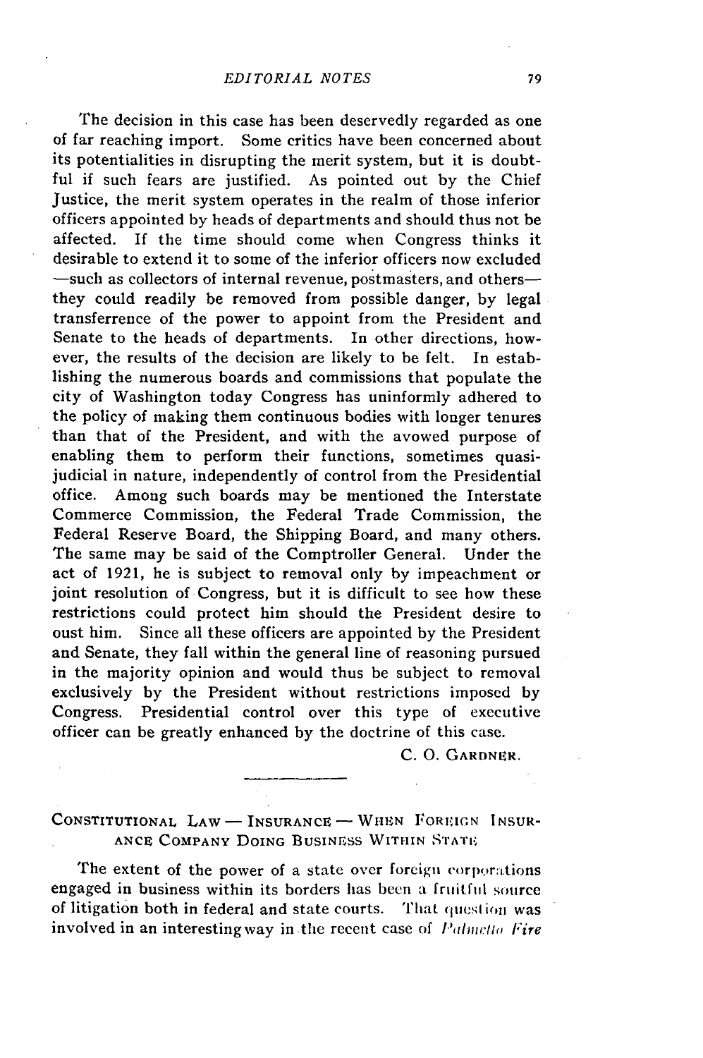The decision in this case has been deservedly regarded as one of far reaching import. Some critics have been concerned about its potentialities in disrupting the merit system, but it is doubtful if such fears are justified. As pointed out by the Chief Justice, the merit system operates in the realm of those inferior officers appointed by heads of departments and should thus not be affected. If the time should come when Congress thinks it desirable to extend it to some of the inferior officers now excluded —such as collectors of internal revenue, postmasters, and others— they could readily be removed from possible danger, by legal transferrence of the power to appoint from the President and Senate to the heads of departments. In other directions, however, the results of the decision are likely to be felt. In establishing the numerous boards and commissions that populate the city of Washington today Congress has uninformly adhered to the policy of making them continuous bodies with longer tenures than that of the President, and with the avowed purpose of enabling them to perform their functions, sometimes quasi-judicial in nature, independently of control from the Presidential office. Among such boards may be mentioned the Interstate Commerce Commission, the Federal Trade Commission, the Federal Reserve Board, the Shipping Board, and many others. The same may be said of the Comptroller General. Under the act of 1921, he is subject to removal only by impeachment or joint resolution of Congress, but it is difficult to see how these restrictions could protect him should the President desire to oust him. Since all these officers are appointed by the President and Senate, they fall within the general line of reasoning pursued in the majority opinion and would thus be subject to removal exclusively by the President without restrictions imposed by Congress. Presidential control over this type of executive officer can be greatly enhanced by the doctrine of this case.

C. O. GARDNER.

---

CONSTITUTIONAL LAW — INSURANCE — WHEN FOREIGN INSURANCE COMPANY DOING BUSINESS WITHIN STATE

The extent of the power of a state over foreign corporations engaged in business within its borders has been a fruitful source of litigation both in federal and state courts. That question was involved in an interesting way in the recent case of *Palmetto Fire*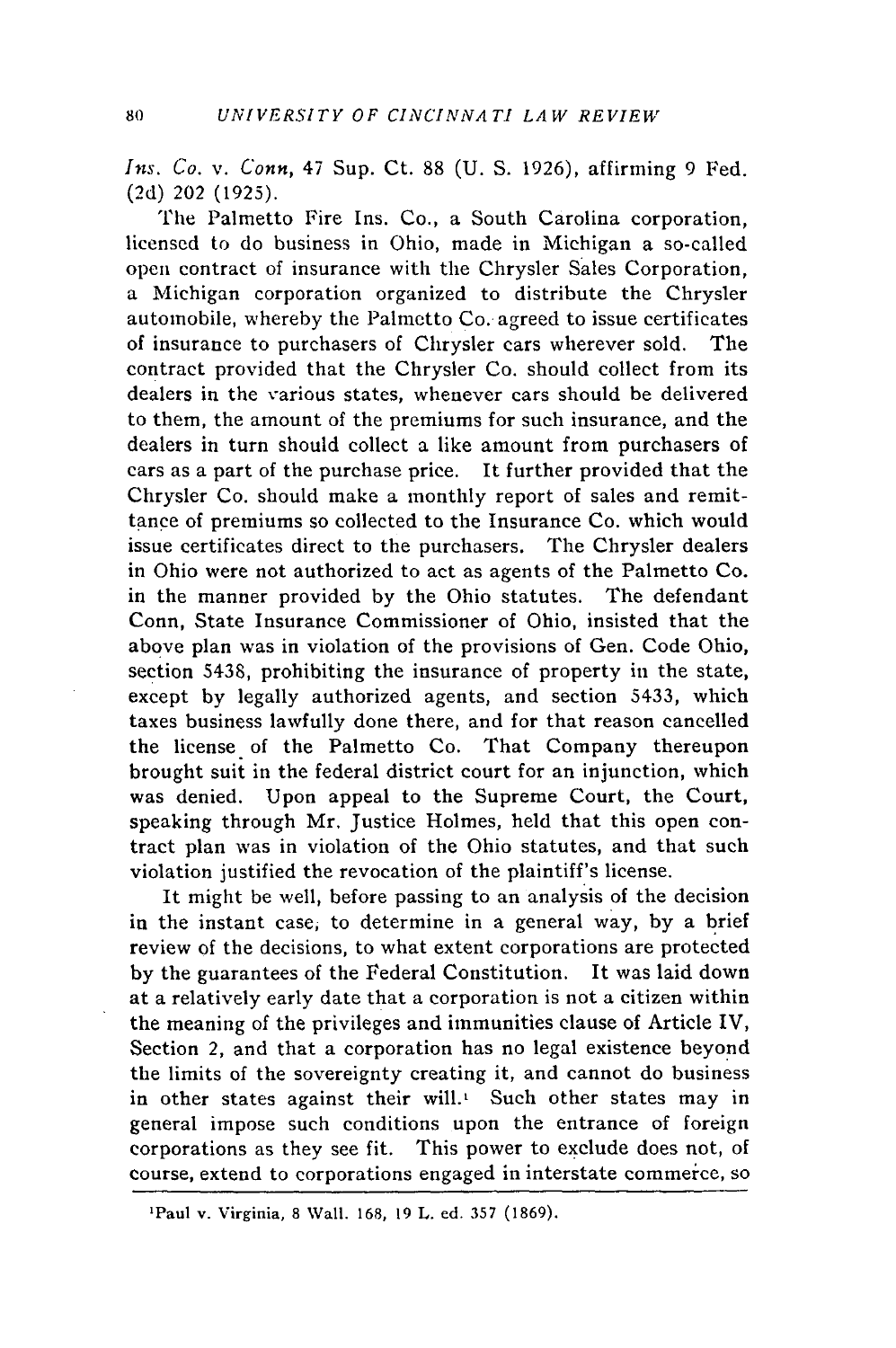*Ins. Co.* v. *Conn*, 47 Sup. Ct. 88 (U. S. 1926), affirming 9 Fed. (2d) 202 (1925).

The Palmetto Fire Ins. Co., a South Carolina corporation, licensed to do business in Ohio, made in Michigan a so-called open contract of insurance with the Chrysler Sales Corporation, a Michigan corporation organized to distribute the Chrysler automobile, whereby the Palmetto Co. agreed to issue certificates of insurance to purchasers of Chrysler cars wherever sold. The contract provided that the Chrysler Co. should collect from its dealers in the various states, whenever cars should be delivered to them, the amount of the premiums for such insurance, and the dealers in turn should collect a like amount from purchasers of cars as a part of the purchase price. It further provided that the Chrysler Co. should make a monthly report of sales and remittance of premiums so collected to the Insurance Co. which would issue certificates direct to the purchasers. The Chrysler dealers in Ohio were not authorized to act as agents of the Palmetto Co. in the manner provided by the Ohio statutes. The defendant Conn, State Insurance Commissioner of Ohio, insisted that the above plan was in violation of the provisions of Gen. Code Ohio, section 5438, prohibiting the insurance of property in the state, except by legally authorized agents, and section 5433, which taxes business lawfully done there, and for that reason cancelled the license of the Palmetto Co. That Company thereupon brought suit in the federal district court for an injunction, which was denied. Upon appeal to the Supreme Court, the Court, speaking through Mr. Justice Holmes, held that this open contract plan was in violation of the Ohio statutes, and that such violation justified the revocation of the plaintiff's license.

It might be well, before passing to an analysis of the decision in the instant case, to determine in a general way, by a brief review of the decisions, to what extent corporations are protected by the guarantees of the Federal Constitution. It was laid down at a relatively early date that a corporation is not a citizen within the meaning of the privileges and immunities clause of Article IV, Section 2, and that a corporation has no legal existence beyond the limits of the sovereignty creating it, and cannot do business in other states against their will.[1] Such other states may in general impose such conditions upon the entrance of foreign corporations as they see fit. This power to exclude does not, of course, extend to corporations engaged in interstate commerce, so

[1] Paul v. Virginia, 8 Wall. 168, 19 L. ed. 357 (1869).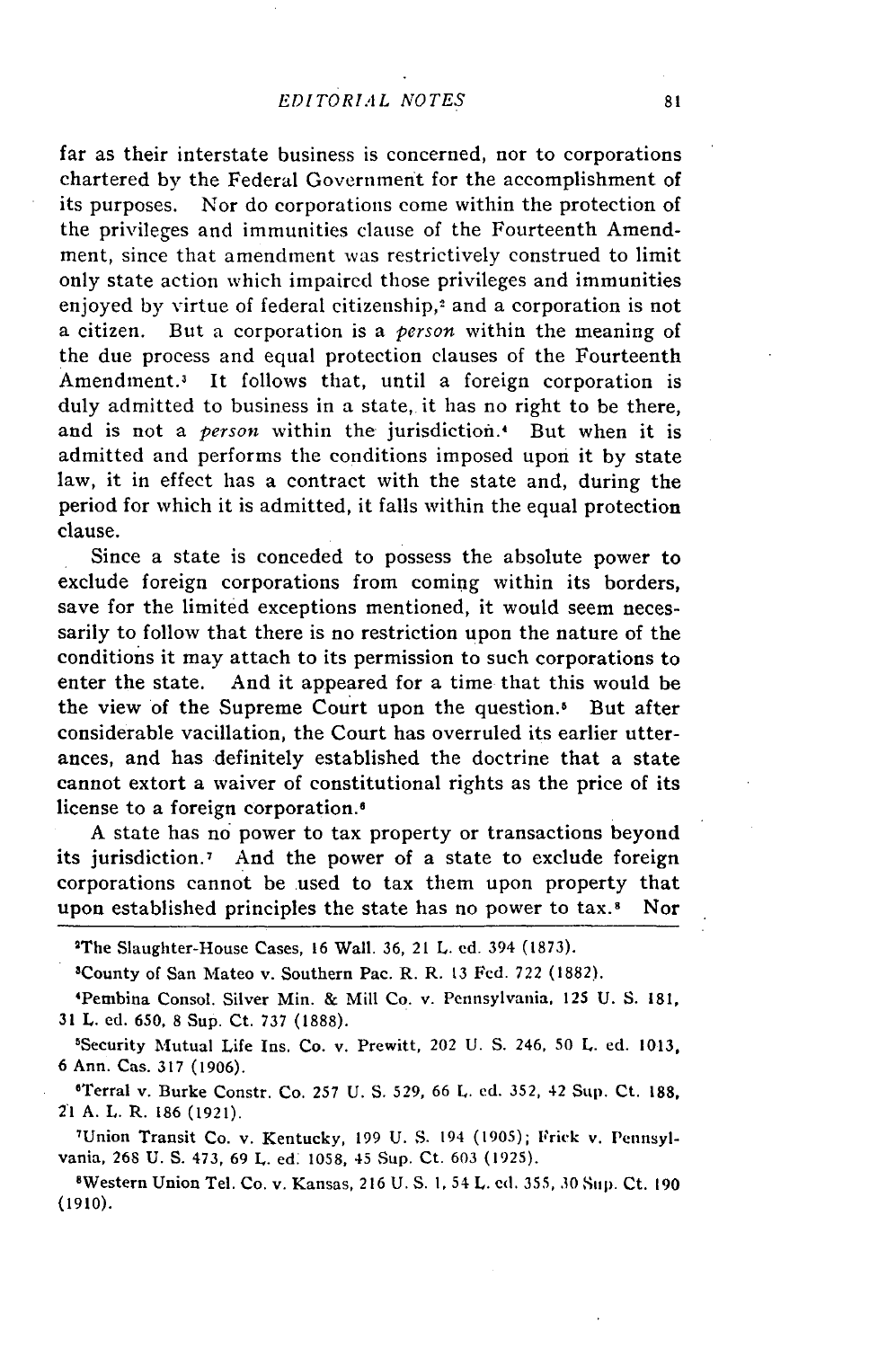far as their interstate business is concerned, nor to corporations chartered by the Federal Government for the accomplishment of its purposes. Nor do corporations come within the protection of the privileges and immunities clause of the Fourteenth Amendment, since that amendment was restrictively construed to limit only state action which impaired those privileges and immunities enjoyed by virtue of federal citizenship,[2] and a corporation is not a citizen. But a corporation is a *person* within the meaning of the due process and equal protection clauses of the Fourteenth Amendment.[3] It follows that, until a foreign corporation is duly admitted to business in a state, it has no right to be there, and is not a *person* within the jurisdiction.[4] But when it is admitted and performs the conditions imposed upon it by state law, it in effect has a contract with the state and, during the period for which it is admitted, it falls within the equal protection clause.

Since a state is conceded to possess the absolute power to exclude foreign corporations from coming within its borders, save for the limited exceptions mentioned, it would seem necessarily to follow that there is no restriction upon the nature of the conditions it may attach to its permission to such corporations to enter the state. And it appeared for a time that this would be the view of the Supreme Court upon the question.[5] But after considerable vacillation, the Court has overruled its earlier utterances, and has definitely established the doctrine that a state cannot extort a waiver of constitutional rights as the price of its license to a foreign corporation.[6]

A state has no power to tax property or transactions beyond its jurisdiction.[7] And the power of a state to exclude foreign corporations cannot be used to tax them upon property that upon established principles the state has no power to tax.[8] Nor

---

[2]The Slaughter-House Cases, 16 Wall. 36, 21 L. ed. 394 (1873).

[3]County of San Mateo v. Southern Pac. R. R. 13 Fed. 722 (1882).

[4]Pembina Consol. Silver Min. & Mill Co. v. Pennsylvania, 125 U. S. 181, 31 L. ed. 650, 8 Sup. Ct. 737 (1888).

[5]Security Mutual Life Ins. Co. v. Prewitt, 202 U. S. 246, 50 L. ed. 1013, 6 Ann. Cas. 317 (1906).

[6]Terral v. Burke Constr. Co. 257 U. S. 529, 66 L. ed. 352, 42 Sup. Ct. 188, 21 A. L. R. 186 (1921).

[7]Union Transit Co. v. Kentucky, 199 U. S. 194 (1905); Frick v. Pennsylvania, 268 U. S. 473, 69 L. ed. 1058, 45 Sup. Ct. 603 (1925).

[8]Western Union Tel. Co. v. Kansas, 216 U. S. 1, 54 L. ed. 355, 30 Sup. Ct. 190 (1910).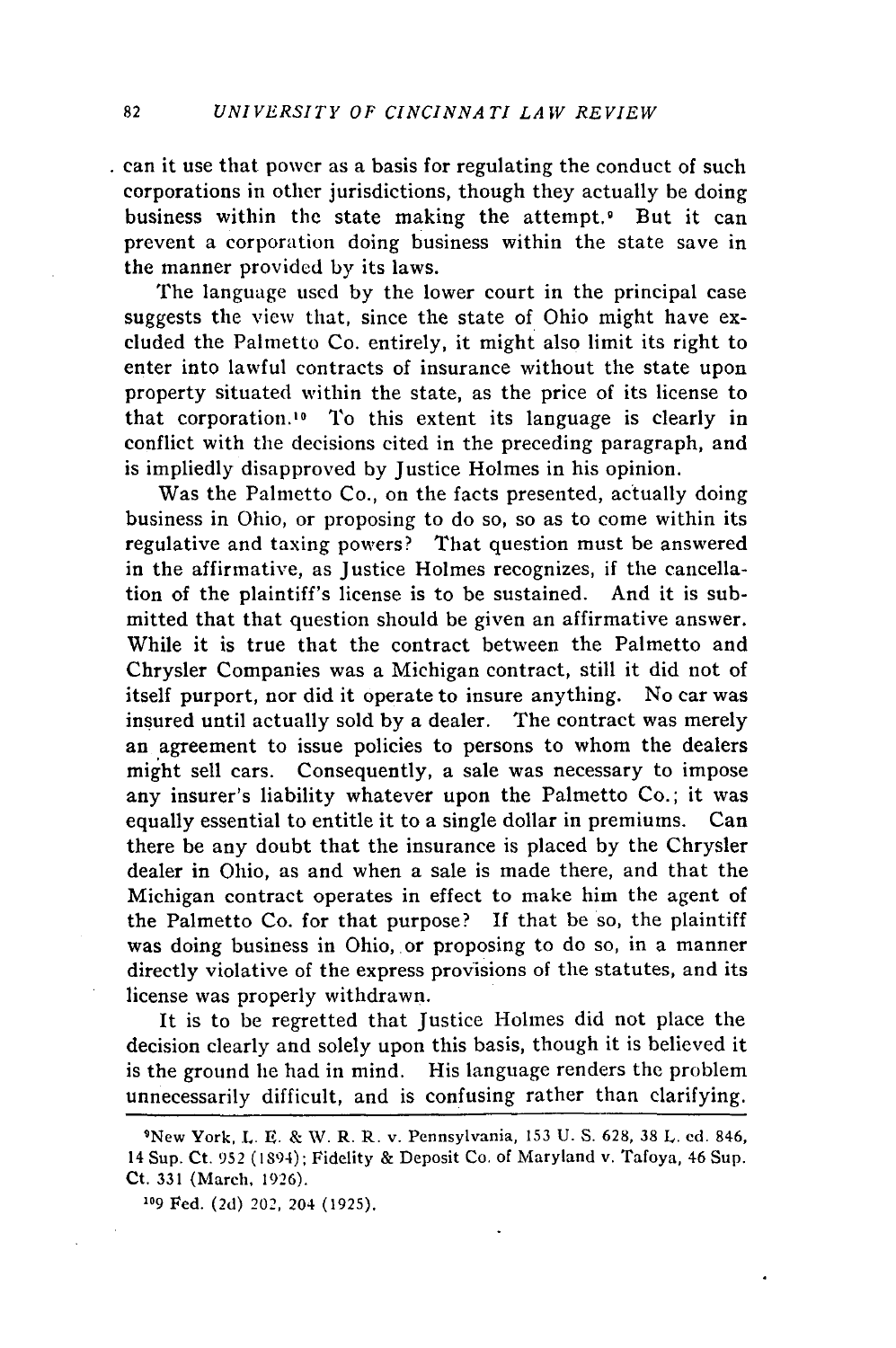. can it use that power as a basis for regulating the conduct of such corporations in other jurisdictions, though they actually be doing business within the state making the attempt.[9] But it can prevent a corporation doing business within the state save in the manner provided by its laws.

The language used by the lower court in the principal case suggests the view that, since the state of Ohio might have excluded the Palmetto Co. entirely, it might also limit its right to enter into lawful contracts of insurance without the state upon property situated within the state, as the price of its license to that corporation.[10] To this extent its language is clearly in conflict with the decisions cited in the preceding paragraph, and is impliedly disapproved by Justice Holmes in his opinion.

Was the Palmetto Co., on the facts presented, actually doing business in Ohio, or proposing to do so, so as to come within its regulative and taxing powers? That question must be answered in the affirmative, as Justice Holmes recognizes, if the cancellation of the plaintiff's license is to be sustained. And it is submitted that that question should be given an affirmative answer. While it is true that the contract between the Palmetto and Chrysler Companies was a Michigan contract, still it did not of itself purport, nor did it operate to insure anything. No car was insured until actually sold by a dealer. The contract was merely an agreement to issue policies to persons to whom the dealers might sell cars. Consequently, a sale was necessary to impose any insurer's liability whatever upon the Palmetto Co.; it was equally essential to entitle it to a single dollar in premiums. Can there be any doubt that the insurance is placed by the Chrysler dealer in Ohio, as and when a sale is made there, and that the Michigan contract operates in effect to make him the agent of the Palmetto Co. for that purpose? If that be so, the plaintiff was doing business in Ohio, or proposing to do so, in a manner directly violative of the express provisions of the statutes, and its license was properly withdrawn.

It is to be regretted that Justice Holmes did not place the decision clearly and solely upon this basis, though it is believed it is the ground he had in mind. His language renders the problem unnecessarily difficult, and is confusing rather than clarifying.

---

[9] New York, L. E. & W. R. R. v. Pennsylvania, 153 U. S. 628, 38 L. ed. 846, 14 Sup. Ct. 952 (1894); Fidelity & Deposit Co. of Maryland v. Tafoya, 46 Sup. Ct. 331 (March, 1926).

[10] 9 Fed. (2d) 202, 204 (1925).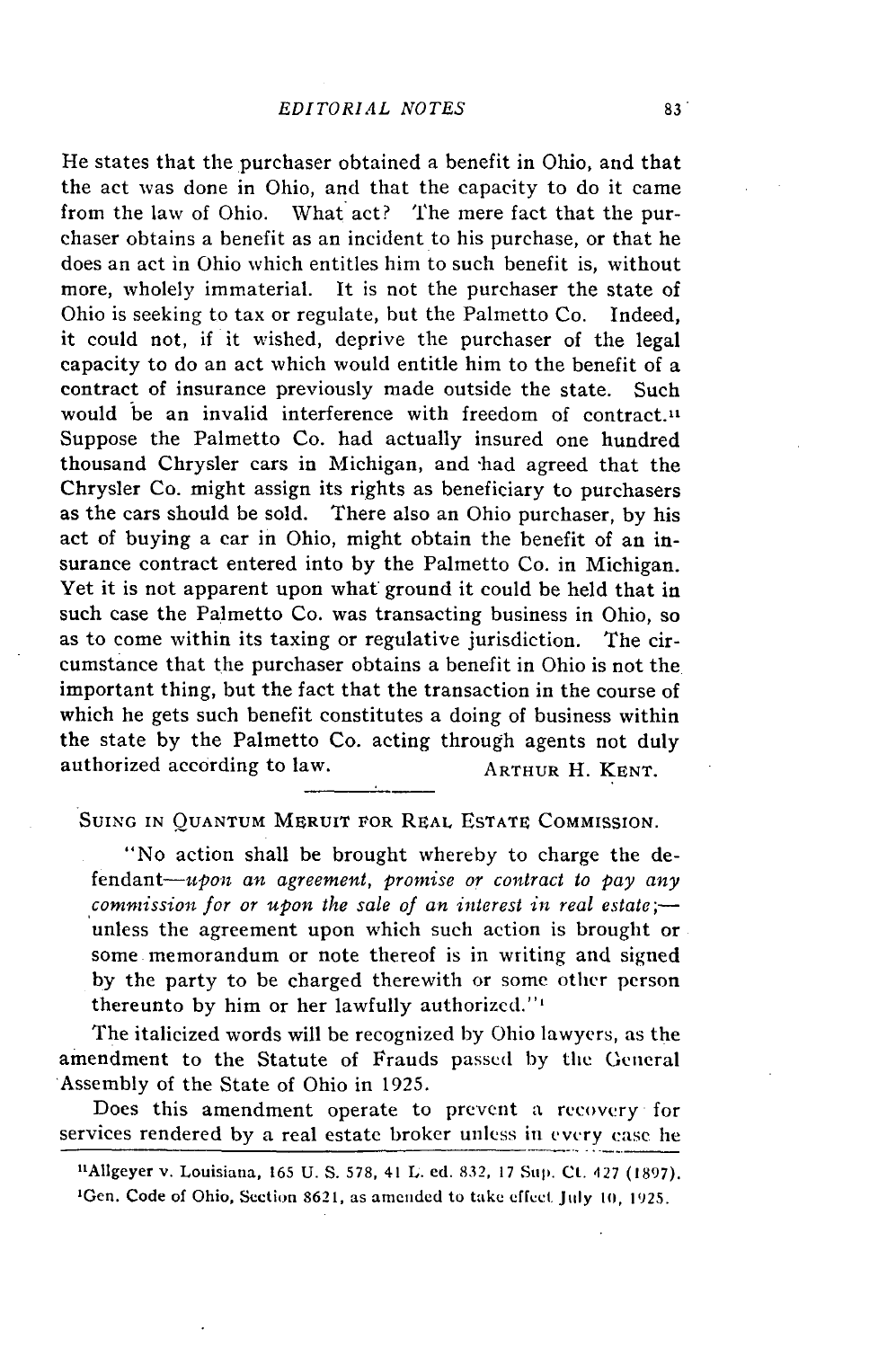He states that the purchaser obtained a benefit in Ohio, and that the act was done in Ohio, and that the capacity to do it came from the law of Ohio. What act? The mere fact that the purchaser obtains a benefit as an incident to his purchase, or that he does an act in Ohio which entitles him to such benefit is, without more, wholely immaterial. It is not the purchaser the state of Ohio is seeking to tax or regulate, but the Palmetto Co. Indeed, it could not, if it wished, deprive the purchaser of the legal capacity to do an act which would entitle him to the benefit of a contract of insurance previously made outside the state. Such would be an invalid interference with freedom of contract.[11] Suppose the Palmetto Co. had actually insured one hundred thousand Chrysler cars in Michigan, and had agreed that the Chrysler Co. might assign its rights as beneficiary to purchasers as the cars should be sold. There also an Ohio purchaser, by his act of buying a car in Ohio, might obtain the benefit of an insurance contract entered into by the Palmetto Co. in Michigan. Yet it is not apparent upon what ground it could be held that in such case the Palmetto Co. was transacting business in Ohio, so as to come within its taxing or regulative jurisdiction. The circumstance that the purchaser obtains a benefit in Ohio is not the important thing, but the fact that the transaction in the course of which he gets such benefit constitutes a doing of business within the state by the Palmetto Co. acting through agents not duly authorized according to law.

ARTHUR H. KENT.

---

## SUING IN QUANTUM MERUIT FOR REAL ESTATE COMMISSION.

"No action shall be brought whereby to charge the defendant—*upon an agreement, promise or contract to pay any commission for or upon the sale of an interest in real estate*;—unless the agreement upon which such action is brought or some memorandum or note thereof is in writing and signed by the party to be charged therewith or some other person thereunto by him or her lawfully authorized."[1]

The italicized words will be recognized by Ohio lawyers, as the amendment to the Statute of Frauds passed by the General Assembly of the State of Ohio in 1925.

Does this amendment operate to prevent a recovery for services rendered by a real estate broker unless in every case he

---

[11]Allgeyer v. Louisiana, 165 U. S. 578, 41 L. ed. 832, 17 Sup. Ct. 427 (1897).

[1]Gen. Code of Ohio, Section 8621, as amended to take effect July 10, 1925.